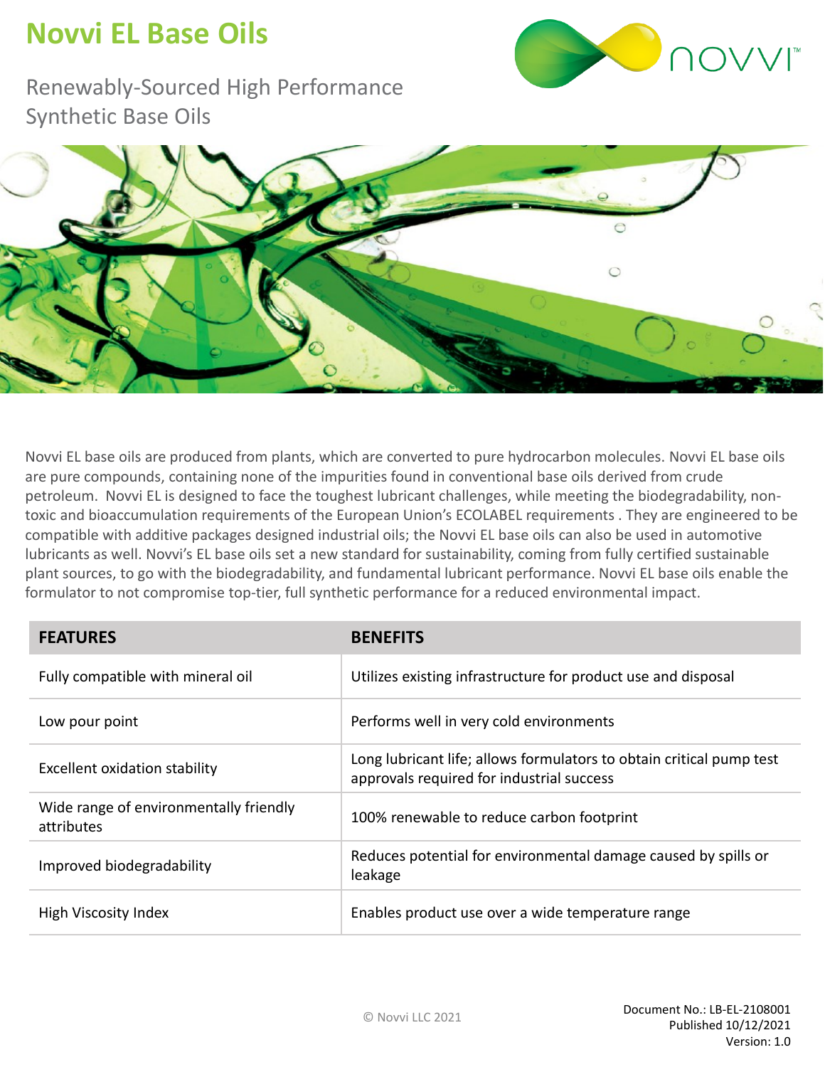# Novvi EL Base Oils

Renewably-Sourced High Performance Synthetic Base Oils

Novvi EL base oils are produced from plants, which are converted to pure hydrocarbon molecules. Novvi EL base oils are pure compounds, containing none of the impurities found in conventional base oils derived from crude petroleum. Novvi EL is designed to face the toughest lubricant challenges, while meeting the biodegradability, non-toxic and bioaccumulation requirements of the European Union's ECOLABEL requirements . They are engineered to be compatible with additive packages designed industrial oils; the Novvi EL base oils can also be used in automotive lubricants as well. Novvi's EL base oils set a new standard for sustainability, coming from fully certified sustainable plant sources, to go with the biodegradability, and fundamental lubricant performance. Novvi EL base oils enable the formulator to not compromise top-tier, full synthetic performance for a reduced environmental impact.

| FEATURES | BENEFITS |
|---|---|
| Fully compatible with mineral oil | Utilizes existing infrastructure for product use and disposal |
| Low pour point | Performs well in very cold environments |
| Excellent oxidation stability | Long lubricant life; allows formulators to obtain critical pump test approvals required for industrial success |
| Wide range of environmentally friendly attributes | 100% renewable to reduce carbon footprint |
| Improved biodegradability | Reduces potential for environmental damage caused by spills or leakage |
| High Viscosity Index | Enables product use over a wide temperature range |

© Novvi LLC 2021

Document No.: LB-EL-2108001
Published 10/12/2021
Version: 1.0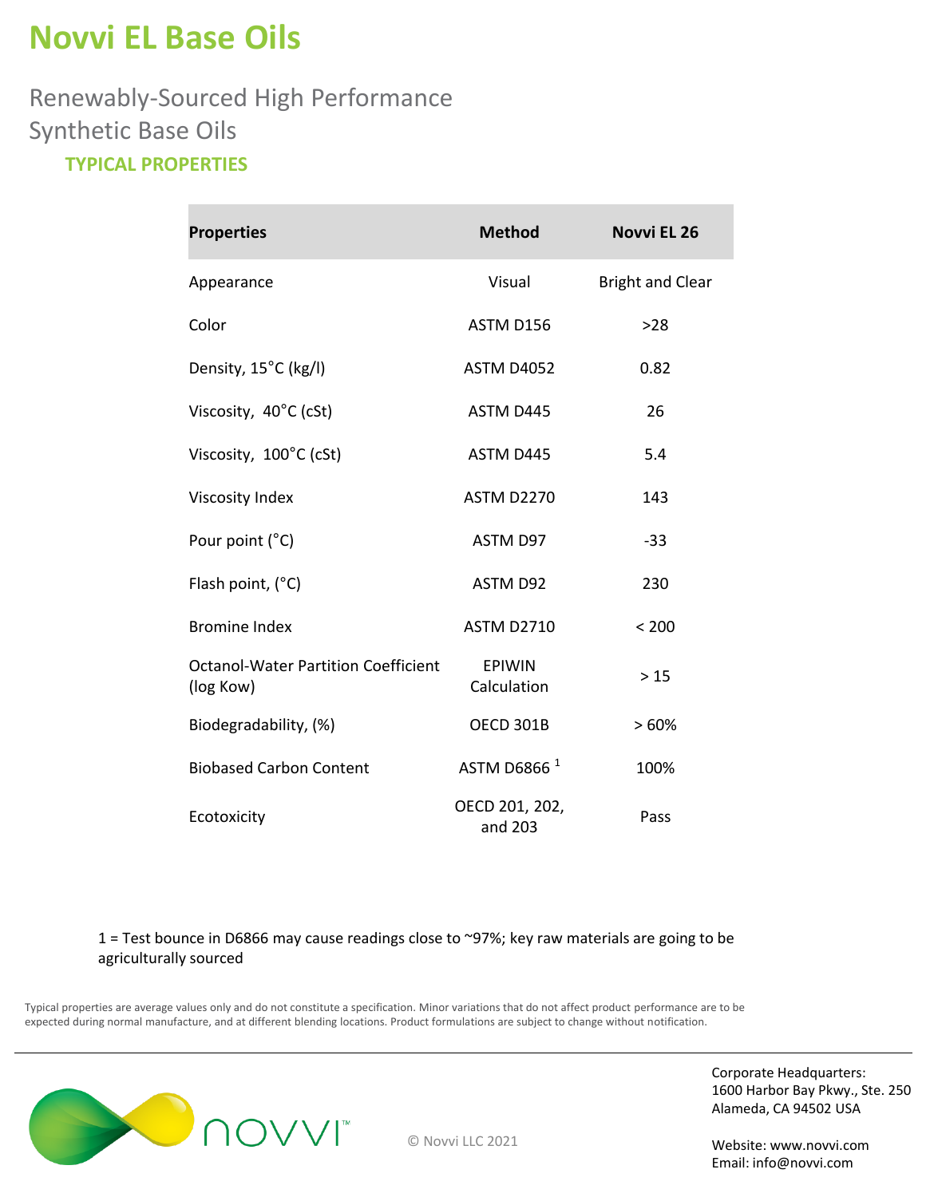# Novvi EL Base Oils

## Renewably-Sourced High Performance Synthetic Base Oils

### TYPICAL PROPERTIES

| Properties | Method | Novvi EL 26 |
|---|---|---|
| Appearance | Visual | Bright and Clear |
| Color | ASTM D156 | >28 |
| Density, 15°C (kg/l) | ASTM D4052 | 0.82 |
| Viscosity, 40°C (cSt) | ASTM D445 | 26 |
| Viscosity, 100°C (cSt) | ASTM D445 | 5.4 |
| Viscosity Index | ASTM D2270 | 143 |
| Pour point (°C) | ASTM D97 | -33 |
| Flash point, (°C) | ASTM D92 | 230 |
| Bromine Index | ASTM D2710 | < 200 |
| Octanol-Water Partition Coefficient (log Kow) | EPIWIN Calculation | > 15 |
| Biodegradability, (%) | OECD 301B | > 60% |
| Biobased Carbon Content | ASTM D6866 [1] | 100% |
| Ecotoxicity | OECD 201, 202, and 203 | Pass |

1 = Test bounce in D6866 may cause readings close to ~97%; key raw materials are going to be agriculturally sourced

Typical properties are average values only and do not constitute a specification. Minor variations that do not affect product performance are to be expected during normal manufacture, and at different blending locations. Product formulations are subject to change without notification.

novvi™

© Novvi LLC 2021

Corporate Headquarters:
1600 Harbor Bay Pkwy., Ste. 250
Alameda, CA 94502 USA

Website: www.novvi.com
Email: info@novvi.com